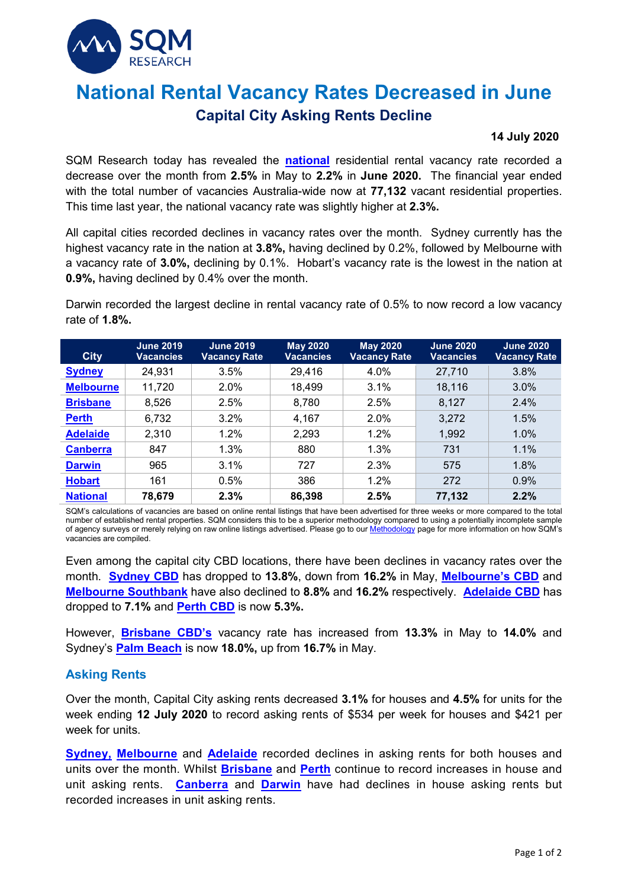# National Rental Vacancy Rates Decreased in June

## Capital City Asking Rents Decline

**14 July 2020**

SQM Research today has revealed the **national** residential rental vacancy rate recorded a decrease over the month from **2.5%** in May to **2.2%** in **June 2020.** The financial year ended with the total number of vacancies Australia-wide now at **77,132** vacant residential properties. This time last year, the national vacancy rate was slightly higher at **2.3%.**

All capital cities recorded declines in vacancy rates over the month. Sydney currently has the highest vacancy rate in the nation at **3.8%,** having declined by 0.2%, followed by Melbourne with a vacancy rate of **3.0%,** declining by 0.1%. Hobart's vacancy rate is the lowest in the nation at **0.9%,** having declined by 0.4% over the month.

Darwin recorded the largest decline in rental vacancy rate of 0.5% to now record a low vacancy rate of **1.8%.**

| City | June 2019 Vacancies | June 2019 Vacancy Rate | May 2020 Vacancies | May 2020 Vacancy Rate | June 2020 Vacancies | June 2020 Vacancy Rate |
|---|---|---|---|---|---|---|
| **Sydney** | 24,931 | 3.5% | 29,416 | 4.0% | 27,710 | 3.8% |
| **Melbourne** | 11,720 | 2.0% | 18,499 | 3.1% | 18,116 | 3.0% |
| **Brisbane** | 8,526 | 2.5% | 8,780 | 2.5% | 8,127 | 2.4% |
| **Perth** | 6,732 | 3.2% | 4,167 | 2.0% | 3,272 | 1.5% |
| **Adelaide** | 2,310 | 1.2% | 2,293 | 1.2% | 1,992 | 1.0% |
| **Canberra** | 847 | 1.3% | 880 | 1.3% | 731 | 1.1% |
| **Darwin** | 965 | 3.1% | 727 | 2.3% | 575 | 1.8% |
| **Hobart** | 161 | 0.5% | 386 | 1.2% | 272 | 0.9% |
| **National** | **78,679** | **2.3%** | **86,398** | **2.5%** | **77,132** | **2.2%** |

SQM's calculations of vacancies are based on online rental listings that have been advertised for three weeks or more compared to the total number of established rental properties. SQM considers this to be a superior methodology compared to using a potentially incomplete sample of agency surveys or merely relying on raw online listings advertised. Please go to our Methodology page for more information on how SQM's vacancies are compiled.

Even among the capital city CBD locations, there have been declines in vacancy rates over the month. **Sydney CBD** has dropped to **13.8%**, down from **16.2%** in May, **Melbourne's CBD** and **Melbourne Southbank** have also declined to **8.8%** and **16.2%** respectively. **Adelaide CBD** has dropped to **7.1%** and **Perth CBD** is now **5.3%.**

However, **Brisbane CBD's** vacancy rate has increased from **13.3%** in May to **14.0%** and Sydney's **Palm Beach** is now **18.0%,** up from **16.7%** in May.

### Asking Rents

Over the month, Capital City asking rents decreased **3.1%** for houses and **4.5%** for units for the week ending **12 July 2020** to record asking rents of $534 per week for houses and $421 per week for units.

**Sydney,** **Melbourne** and **Adelaide** recorded declines in asking rents for both houses and units over the month. Whilst **Brisbane** and **Perth** continue to record increases in house and unit asking rents. **Canberra** and **Darwin** have had declines in house asking rents but recorded increases in unit asking rents.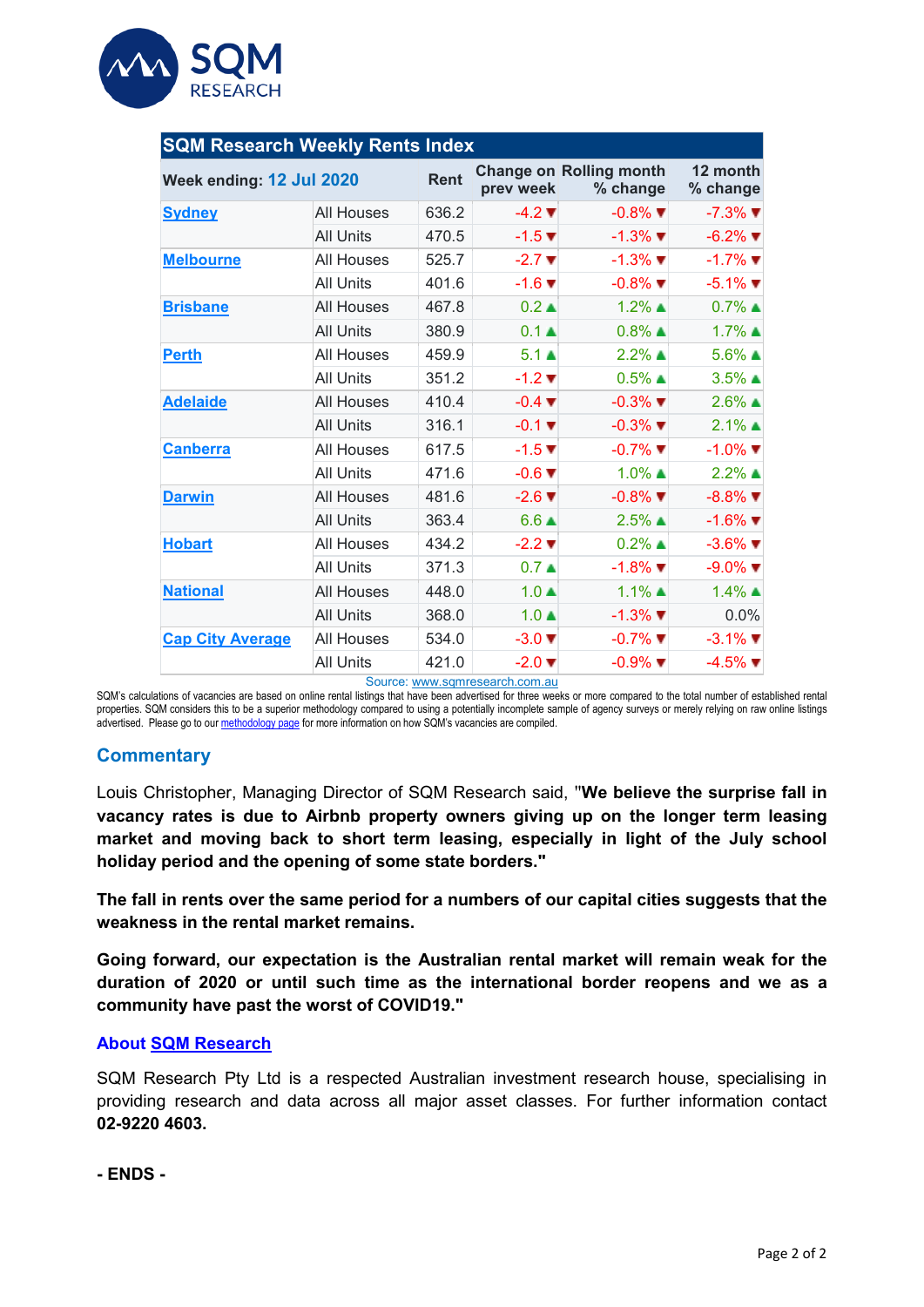| SQM Research Weekly Rents Index | | | | | |
|---|---|---|---|---|---|
| Week ending: 12 Jul 2020 | | Rent | Change on prev week | Rolling month % change | 12 month % change |
| Sydney | All Houses | 636.2 | -4.2 ▼ | -0.8% ▼ | -7.3% ▼ |
| | All Units | 470.5 | -1.5 ▼ | -1.3% ▼ | -6.2% ▼ |
| Melbourne | All Houses | 525.7 | -2.7 ▼ | -1.3% ▼ | -1.7% ▼ |
| | All Units | 401.6 | -1.6 ▼ | -0.8% ▼ | -5.1% ▼ |
| Brisbane | All Houses | 467.8 | 0.2 ▲ | 1.2% ▲ | 0.7% ▲ |
| | All Units | 380.9 | 0.1 ▲ | 0.8% ▲ | 1.7% ▲ |
| Perth | All Houses | 459.9 | 5.1 ▲ | 2.2% ▲ | 5.6% ▲ |
| | All Units | 351.2 | -1.2 ▼ | 0.5% ▲ | 3.5% ▲ |
| Adelaide | All Houses | 410.4 | -0.4 ▼ | -0.3% ▼ | 2.6% ▲ |
| | All Units | 316.1 | -0.1 ▼ | -0.3% ▼ | 2.1% ▲ |
| Canberra | All Houses | 617.5 | -1.5 ▼ | -0.7% ▼ | -1.0% ▼ |
| | All Units | 471.6 | -0.6 ▼ | 1.0% ▲ | 2.2% ▲ |
| Darwin | All Houses | 481.6 | -2.6 ▼ | -0.8% ▼ | -8.8% ▼ |
| | All Units | 363.4 | 6.6 ▲ | 2.5% ▲ | -1.6% ▼ |
| Hobart | All Houses | 434.2 | -2.2 ▼ | 0.2% ▲ | -3.6% ▼ |
| | All Units | 371.3 | 0.7 ▲ | -1.8% ▼ | -9.0% ▼ |
| National | All Houses | 448.0 | 1.0 ▲ | 1.1% ▲ | 1.4% ▲ |
| | All Units | 368.0 | 1.0 ▲ | -1.3% ▼ | 0.0% |
| Cap City Average | All Houses | 534.0 | -3.0 ▼ | -0.7% ▼ | -3.1% ▼ |
| | All Units | 421.0 | -2.0 ▼ | -0.9% ▼ | -4.5% ▼ |

Source: www.sqmresearch.com.au

SQM's calculations of vacancies are based on online rental listings that have been advertised for three weeks or more compared to the total number of established rental properties. SQM considers this to be a superior methodology compared to using a potentially incomplete sample of agency surveys or merely relying on raw online listings advertised. Please go to our methodology page for more information on how SQM's vacancies are compiled.

## Commentary

Louis Christopher, Managing Director of SQM Research said, "**We believe the surprise fall in vacancy rates is due to Airbnb property owners giving up on the longer term leasing market and moving back to short term leasing, especially in light of the July school holiday period and the opening of some state borders."**

**The fall in rents over the same period for a numbers of our capital cities suggests that the weakness in the rental market remains.**

**Going forward, our expectation is the Australian rental market will remain weak for the duration of 2020 or until such time as the international border reopens and we as a community have past the worst of COVID19."**

## About SQM Research

SQM Research Pty Ltd is a respected Australian investment research house, specialising in providing research and data across all major asset classes. For further information contact **02-9220 4603.**

**- ENDS -**